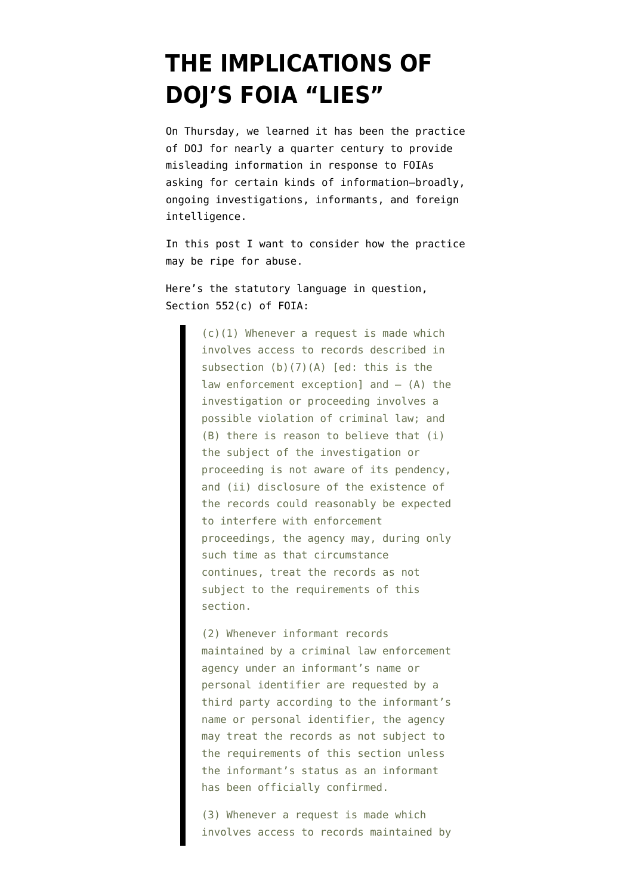# THE IMPLICATIONS OF DOJ'S FOIA "LIES"

On Thursday, we learned it has been the practice of DOJ for nearly a quarter century to provide misleading information in response to FOIAs asking for certain kinds of information—broadly, ongoing investigations, informants, and foreign intelligence.

In this post I want to consider how the practice may be ripe for abuse.

Here's the statutory language in question, Section 552(c) of FOIA:

> (c)(1) Whenever a request is made which involves access to records described in subsection (b)(7)(A) [ed: this is the law enforcement exception] and — (A) the investigation or proceeding involves a possible violation of criminal law; and (B) there is reason to believe that (i) the subject of the investigation or proceeding is not aware of its pendency, and (ii) disclosure of the existence of the records could reasonably be expected to interfere with enforcement proceedings, the agency may, during only such time as that circumstance continues, treat the records as not subject to the requirements of this section.
>
> (2) Whenever informant records maintained by a criminal law enforcement agency under an informant's name or personal identifier are requested by a third party according to the informant's name or personal identifier, the agency may treat the records as not subject to the requirements of this section unless the informant's status as an informant has been officially confirmed.
>
> (3) Whenever a request is made which involves access to records maintained by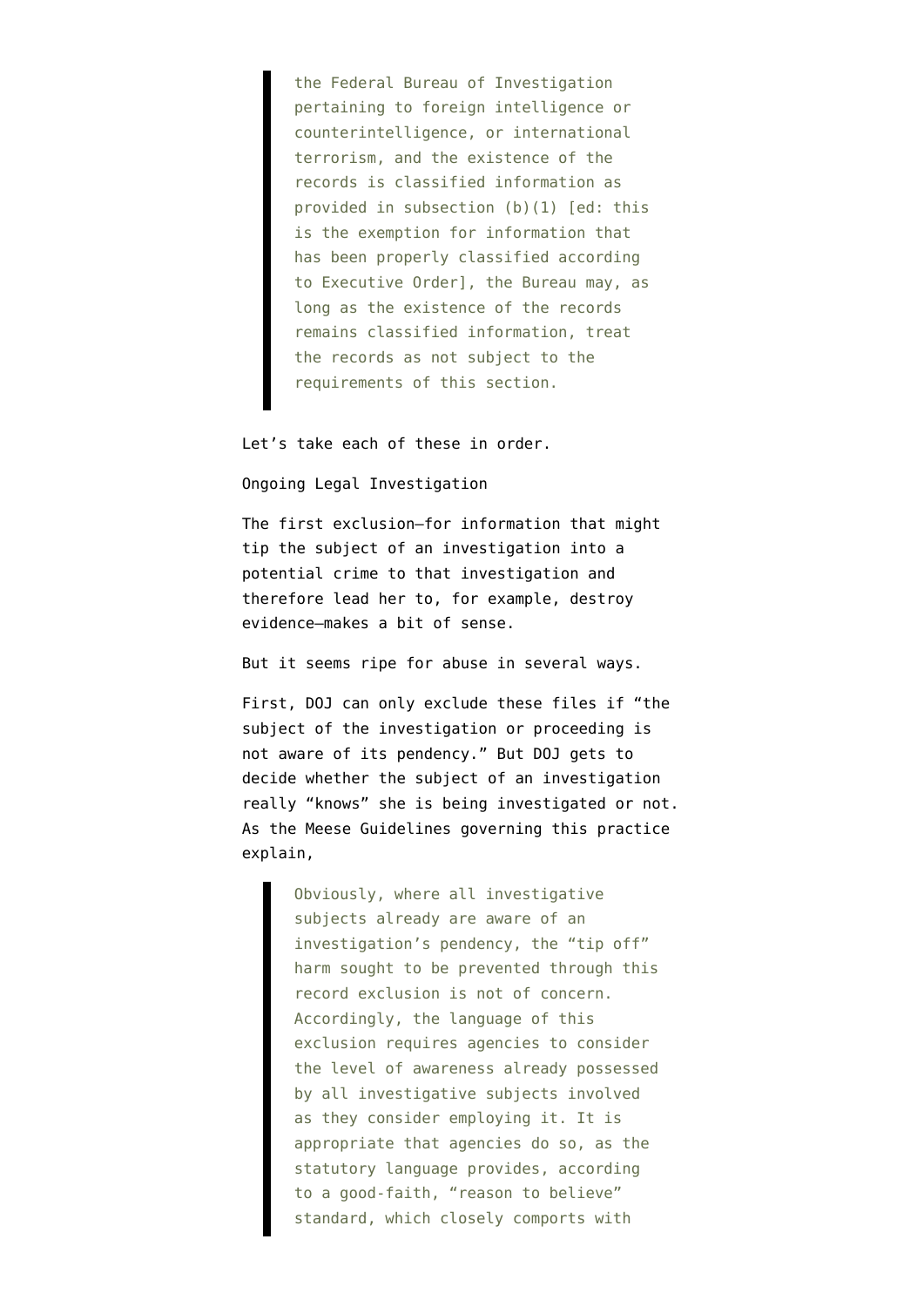> the Federal Bureau of Investigation pertaining to foreign intelligence or counterintelligence, or international terrorism, and the existence of the records is classified information as provided in subsection (b)(1) [ed: this is the exemption for information that has been properly classified according to Executive Order], the Bureau may, as long as the existence of the records remains classified information, treat the records as not subject to the requirements of this section.

Let's take each of these in order.

Ongoing Legal Investigation

The first exclusion—for information that might tip the subject of an investigation into a potential crime to that investigation and therefore lead her to, for example, destroy evidence—makes a bit of sense.

But it seems ripe for abuse in several ways.

First, DOJ can only exclude these files if "the subject of the investigation or proceeding is not aware of its pendency." But DOJ gets to decide whether the subject of an investigation really "knows" she is being investigated or not. As the Meese Guidelines governing this practice explain,

> Obviously, where all investigative subjects already are aware of an investigation's pendency, the "tip off" harm sought to be prevented through this record exclusion is not of concern. Accordingly, the language of this exclusion requires agencies to consider the level of awareness already possessed by all investigative subjects involved as they consider employing it. It is appropriate that agencies do so, as the statutory language provides, according to a good-faith, "reason to believe" standard, which closely comports with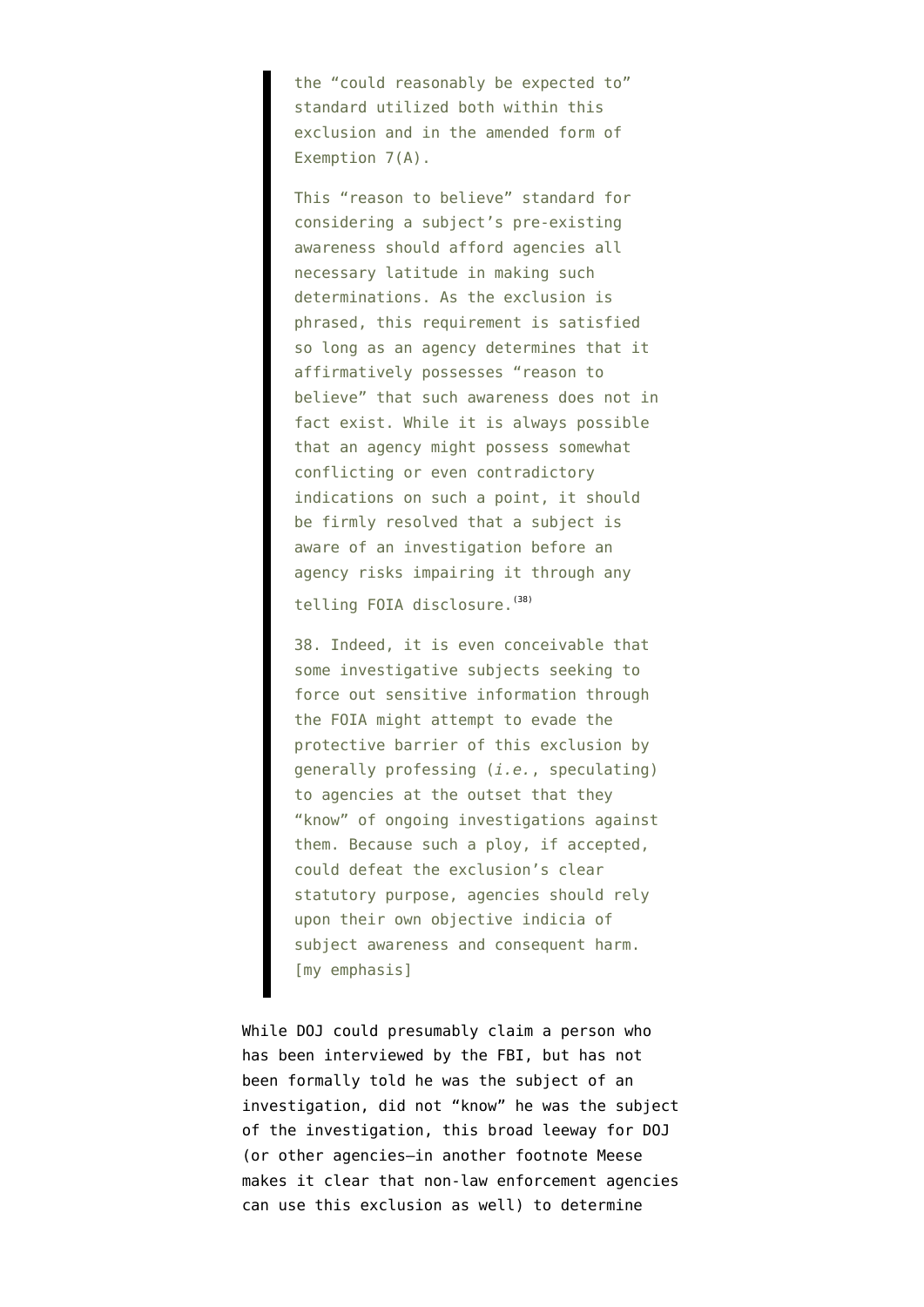> the "could reasonably be expected to" standard utilized both within this exclusion and in the amended form of Exemption 7(A).
>
> This "reason to believe" standard for considering a subject's pre-existing awareness should afford agencies all necessary latitude in making such determinations. As the exclusion is phrased, this requirement is satisfied so long as an agency determines that it affirmatively possesses "reason to believe" that such awareness does not in fact exist. While it is always possible that an agency might possess somewhat conflicting or even contradictory indications on such a point, it should be firmly resolved that a subject is aware of an investigation before an agency risks impairing it through any telling FOIA disclosure.[38]
>
> 38. Indeed, it is even conceivable that some investigative subjects seeking to force out sensitive information through the FOIA might attempt to evade the protective barrier of this exclusion by generally professing (*i.e.*, speculating) to agencies at the outset that they "know" of ongoing investigations against them. Because such a ploy, if accepted, could defeat the exclusion's clear statutory purpose, agencies should rely upon their own objective indicia of subject awareness and consequent harm. [my emphasis]

While DOJ could presumably claim a person who has been interviewed by the FBI, but has not been formally told he was the subject of an investigation, did not "know" he was the subject of the investigation, this broad leeway for DOJ (or other agencies–in another footnote Meese makes it clear that non-law enforcement agencies can use this exclusion as well) to determine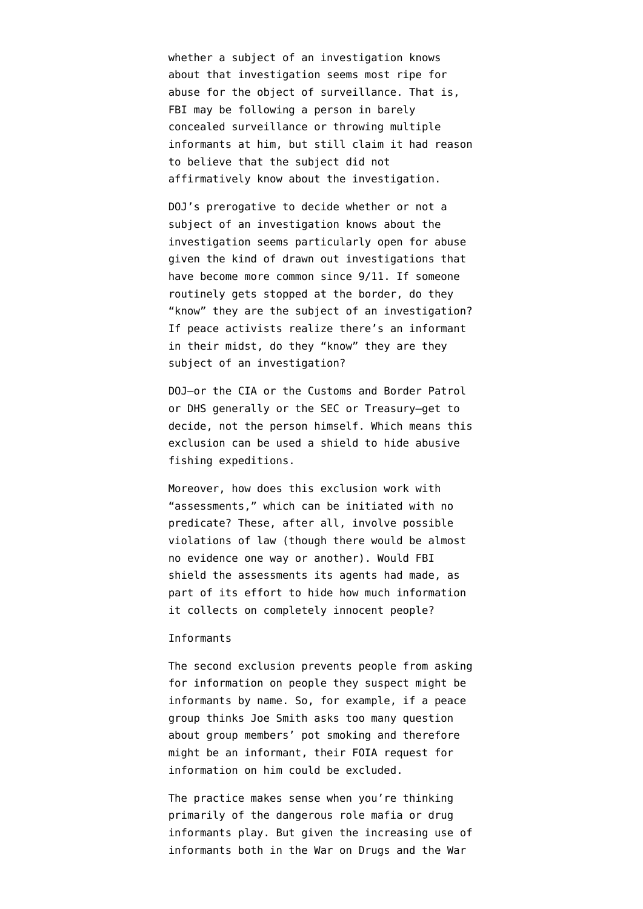whether a subject of an investigation knows about that investigation seems most ripe for abuse for the object of surveillance. That is, FBI may be following a person in barely concealed surveillance or throwing multiple informants at him, but still claim it had reason to believe that the subject did not affirmatively know about the investigation.

DOJ's prerogative to decide whether or not a subject of an investigation knows about the investigation seems particularly open for abuse given the kind of drawn out investigations that have become more common since 9/11. If someone routinely gets stopped at the border, do they "know" they are the subject of an investigation? If peace activists realize there's an informant in their midst, do they "know" they are they subject of an investigation?

DOJ—or the CIA or the Customs and Border Patrol or DHS generally or the SEC or Treasury—get to decide, not the person himself. Which means this exclusion can be used a shield to hide abusive fishing expeditions.

Moreover, how does this exclusion work with "assessments," which can be initiated with no predicate? These, after all, involve possible violations of law (though there would be almost no evidence one way or another). Would FBI shield the assessments its agents had made, as part of its effort to hide how much information it collects on completely innocent people?

### Informants

The second exclusion prevents people from asking for information on people they suspect might be informants by name. So, for example, if a peace group thinks Joe Smith asks too many question about group members' pot smoking and therefore might be an informant, their FOIA request for information on him could be excluded.

The practice makes sense when you're thinking primarily of the dangerous role mafia or drug informants play. But given the increasing use of informants both in the War on Drugs and the War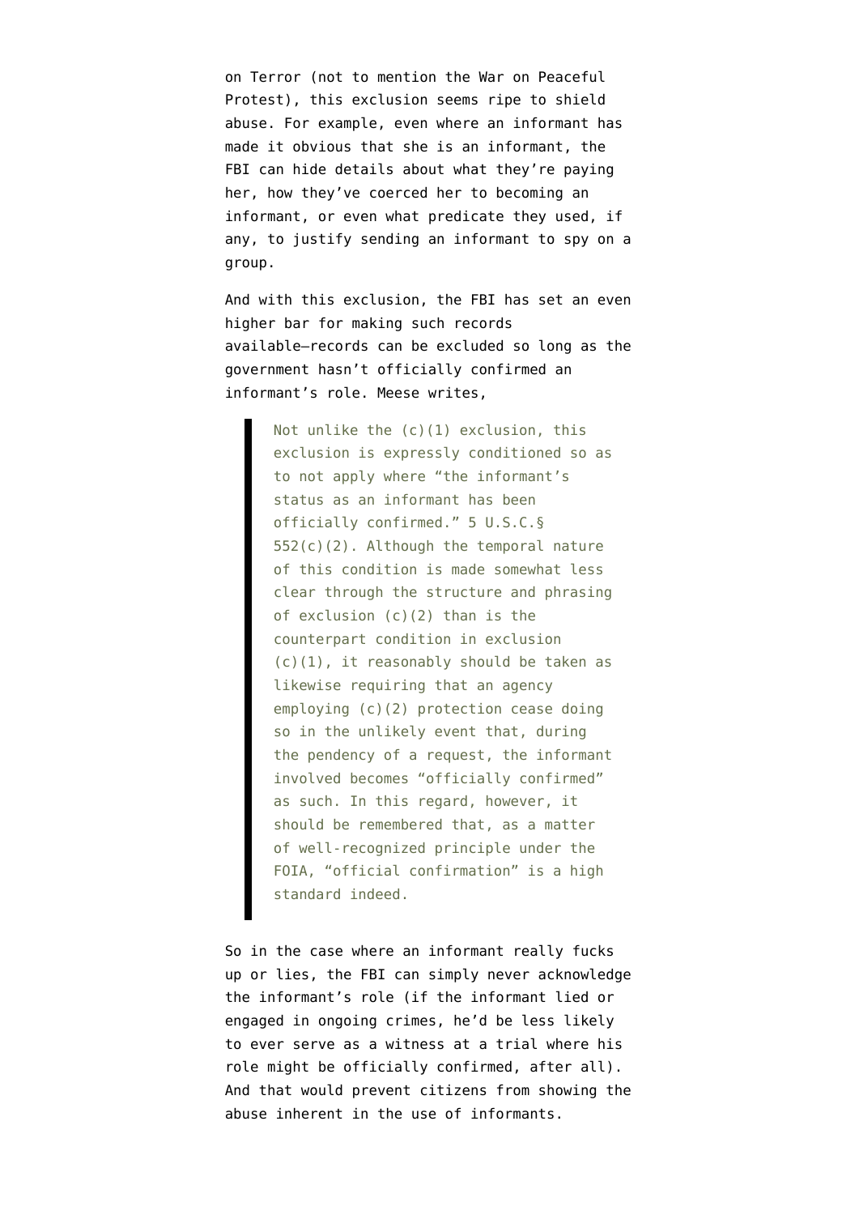on Terror (not to mention the War on Peaceful Protest), this exclusion seems ripe to shield abuse. For example, even where an informant has made it obvious that she is an informant, the FBI can hide details about what they're paying her, how they've coerced her to becoming an informant, or even what predicate they used, if any, to justify sending an informant to spy on a group.

And with this exclusion, the FBI has set an even higher bar for making such records available–records can be excluded so long as the government hasn't officially confirmed an informant's role. Meese writes,

> Not unlike the (c)(1) exclusion, this exclusion is expressly conditioned so as to not apply where "the informant's status as an informant has been officially confirmed." 5 U.S.C.§ 552(c)(2). Although the temporal nature of this condition is made somewhat less clear through the structure and phrasing of exclusion (c)(2) than is the counterpart condition in exclusion (c)(1), it reasonably should be taken as likewise requiring that an agency employing (c)(2) protection cease doing so in the unlikely event that, during the pendency of a request, the informant involved becomes "officially confirmed" as such. In this regard, however, it should be remembered that, as a matter of well-recognized principle under the FOIA, "official confirmation" is a high standard indeed.

So in the case where an informant really fucks up or lies, the FBI can simply never acknowledge the informant's role (if the informant lied or engaged in ongoing crimes, he'd be less likely to ever serve as a witness at a trial where his role might be officially confirmed, after all). And that would prevent citizens from showing the abuse inherent in the use of informants.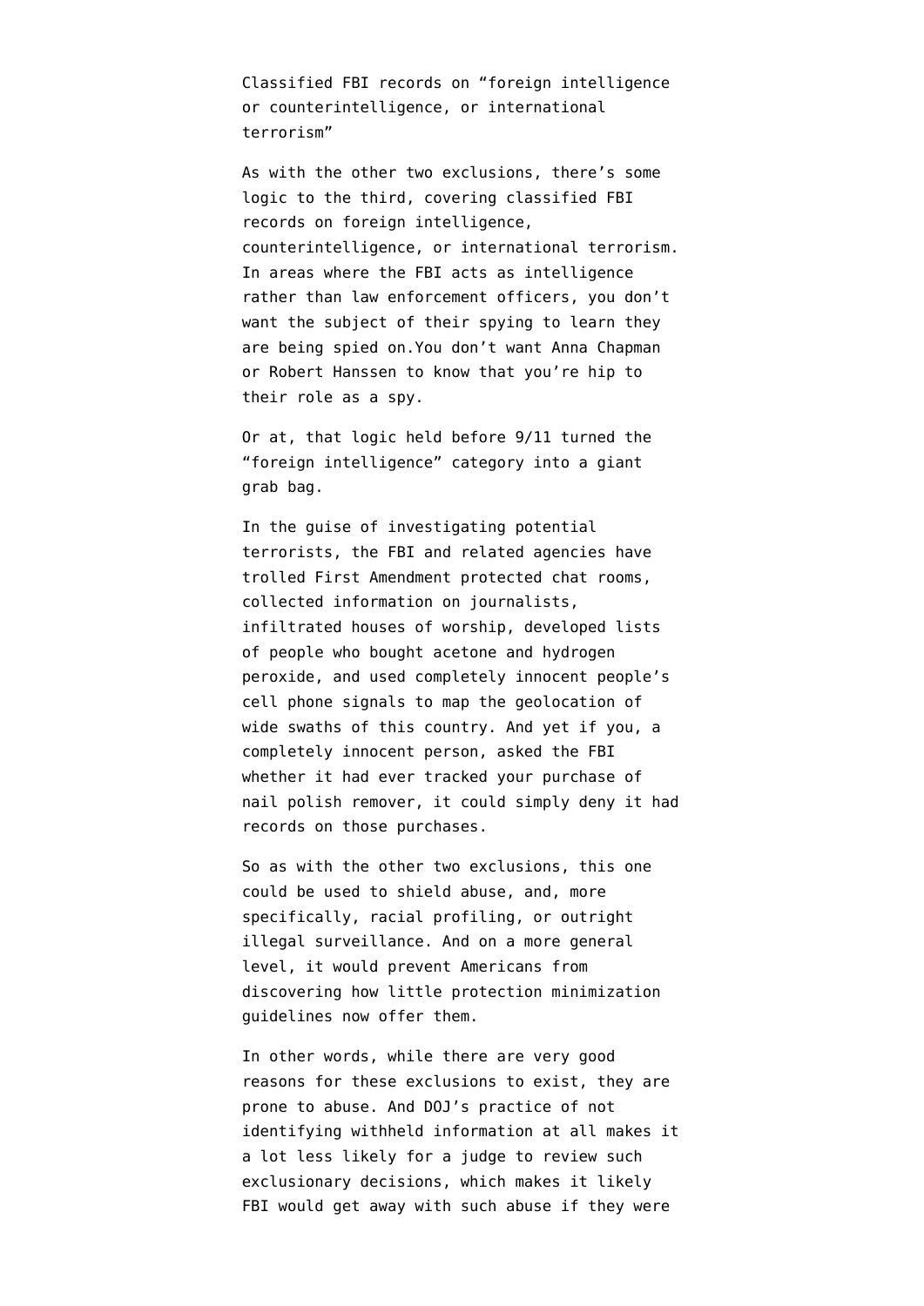Classified FBI records on "foreign intelligence or counterintelligence, or international terrorism"

As with the other two exclusions, there's some logic to the third, covering classified FBI records on foreign intelligence, counterintelligence, or international terrorism. In areas where the FBI acts as intelligence rather than law enforcement officers, you don't want the subject of their spying to learn they are being spied on.You don't want Anna Chapman or Robert Hanssen to know that you're hip to their role as a spy.

Or at, that logic held before 9/11 turned the "foreign intelligence" category into a giant grab bag.

In the guise of investigating potential terrorists, the FBI and related agencies have trolled First Amendment protected chat rooms, collected information on journalists, infiltrated houses of worship, developed lists of people who bought acetone and hydrogen peroxide, and used completely innocent people's cell phone signals to map the geolocation of wide swaths of this country. And yet if you, a completely innocent person, asked the FBI whether it had ever tracked your purchase of nail polish remover, it could simply deny it had records on those purchases.

So as with the other two exclusions, this one could be used to shield abuse, and, more specifically, racial profiling, or outright illegal surveillance. And on a more general level, it would prevent Americans from discovering how little protection minimization guidelines now offer them.

In other words, while there are very good reasons for these exclusions to exist, they are prone to abuse. And DOJ's practice of not identifying withheld information at all makes it a lot less likely for a judge to review such exclusionary decisions, which makes it likely FBI would get away with such abuse if they were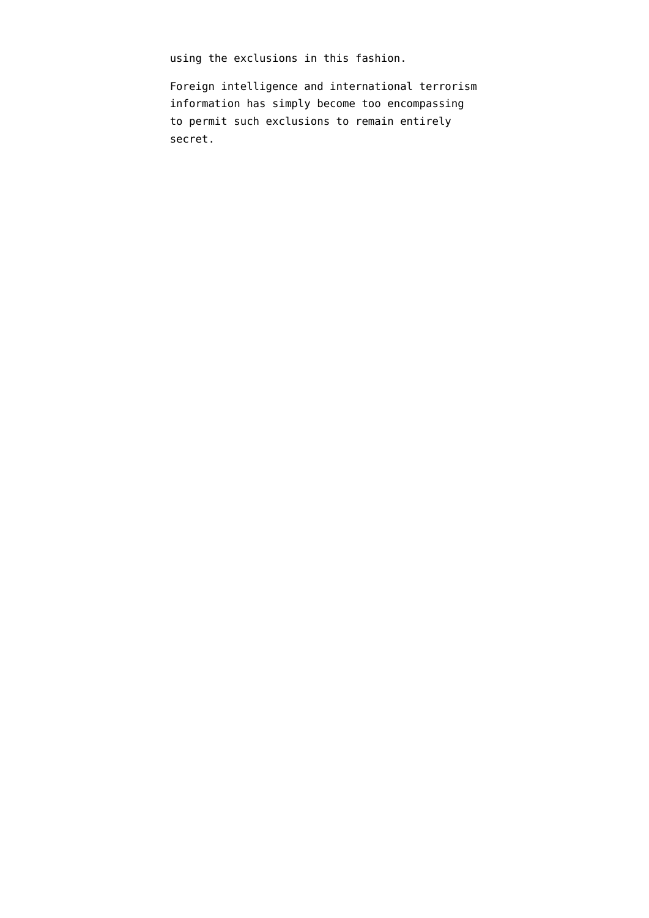using the exclusions in this fashion.

Foreign intelligence and international terrorism information has simply become too encompassing to permit such exclusions to remain entirely secret.